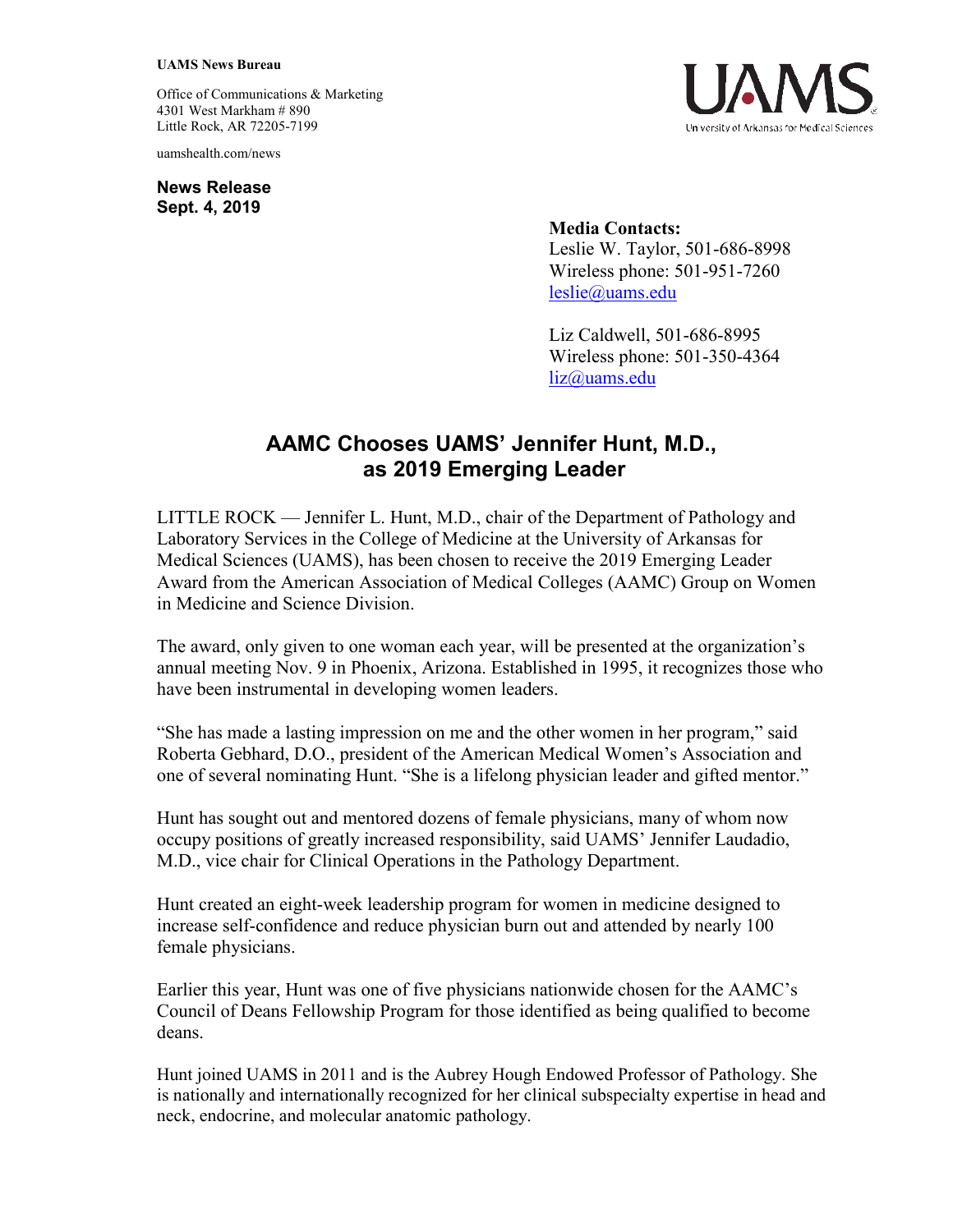**UAMS News Bureau**

Office of Communications & Marketing
4301 West Markham # 890
Little Rock, AR 72205-7199

uamshealth.com/news

**News Release**
**Sept. 4, 2019**

**Media Contacts:**
Leslie W. Taylor, 501-686-8998
Wireless phone: 501-951-7260
leslie@uams.edu

Liz Caldwell, 501-686-8995
Wireless phone: 501-350-4364
liz@uams.edu

# AAMC Chooses UAMS' Jennifer Hunt, M.D., as 2019 Emerging Leader

LITTLE ROCK — Jennifer L. Hunt, M.D., chair of the Department of Pathology and Laboratory Services in the College of Medicine at the University of Arkansas for Medical Sciences (UAMS), has been chosen to receive the 2019 Emerging Leader Award from the American Association of Medical Colleges (AAMC) Group on Women in Medicine and Science Division.

The award, only given to one woman each year, will be presented at the organization's annual meeting Nov. 9 in Phoenix, Arizona. Established in 1995, it recognizes those who have been instrumental in developing women leaders.

"She has made a lasting impression on me and the other women in her program," said Roberta Gebhard, D.O., president of the American Medical Women's Association and one of several nominating Hunt. "She is a lifelong physician leader and gifted mentor."

Hunt has sought out and mentored dozens of female physicians, many of whom now occupy positions of greatly increased responsibility, said UAMS' Jennifer Laudadio, M.D., vice chair for Clinical Operations in the Pathology Department.

Hunt created an eight-week leadership program for women in medicine designed to increase self-confidence and reduce physician burn out and attended by nearly 100 female physicians.

Earlier this year, Hunt was one of five physicians nationwide chosen for the AAMC's Council of Deans Fellowship Program for those identified as being qualified to become deans.

Hunt joined UAMS in 2011 and is the Aubrey Hough Endowed Professor of Pathology. She is nationally and internationally recognized for her clinical subspecialty expertise in head and neck, endocrine, and molecular anatomic pathology.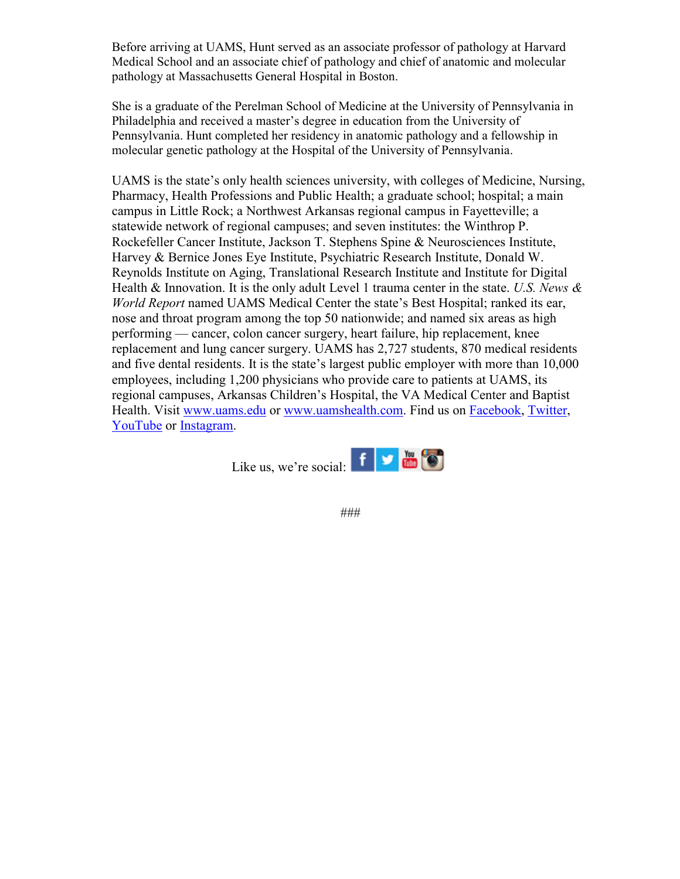Before arriving at UAMS, Hunt served as an associate professor of pathology at Harvard Medical School and an associate chief of pathology and chief of anatomic and molecular pathology at Massachusetts General Hospital in Boston.

She is a graduate of the Perelman School of Medicine at the University of Pennsylvania in Philadelphia and received a master's degree in education from the University of Pennsylvania. Hunt completed her residency in anatomic pathology and a fellowship in molecular genetic pathology at the Hospital of the University of Pennsylvania.

UAMS is the state's only health sciences university, with colleges of Medicine, Nursing, Pharmacy, Health Professions and Public Health; a graduate school; hospital; a main campus in Little Rock; a Northwest Arkansas regional campus in Fayetteville; a statewide network of regional campuses; and seven institutes: the Winthrop P. Rockefeller Cancer Institute, Jackson T. Stephens Spine & Neurosciences Institute, Harvey & Bernice Jones Eye Institute, Psychiatric Research Institute, Donald W. Reynolds Institute on Aging, Translational Research Institute and Institute for Digital Health & Innovation. It is the only adult Level 1 trauma center in the state. *U.S. News & World Report* named UAMS Medical Center the state's Best Hospital; ranked its ear, nose and throat program among the top 50 nationwide; and named six areas as high performing — cancer, colon cancer surgery, heart failure, hip replacement, knee replacement and lung cancer surgery. UAMS has 2,727 students, 870 medical residents and five dental residents. It is the state's largest public employer with more than 10,000 employees, including 1,200 physicians who provide care to patients at UAMS, its regional campuses, Arkansas Children's Hospital, the VA Medical Center and Baptist Health. Visit www.uams.edu or www.uamshealth.com. Find us on Facebook, Twitter, YouTube or Instagram.

Like us, we're social:

###